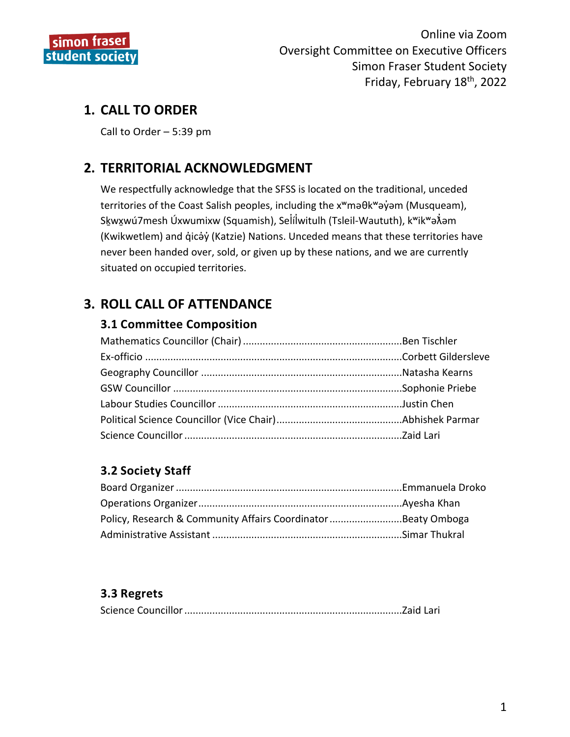Online via Zoom
Oversight Committee on Executive Officers
Simon Fraser Student Society
Friday, February 18th, 2022

# 1. CALL TO ORDER

Call to Order – 5:39 pm

# 2. TERRITORIAL ACKNOWLEDGMENT

We respectfully acknowledge that the SFSS is located on the traditional, unceded territories of the Coast Salish peoples, including the xʷməθkʷəy̓əm (Musqueam), Sḵwx̱wú7mesh Úxwumixw (Squamish), Sel̓íl̓witulh (Tsleil-Waututh), kʷikʷəƛ̓əm (Kwikwetlem) and q̓icə̓y̓ (Katzie) Nations. Unceded means that these territories have never been handed over, sold, or given up by these nations, and we are currently situated on occupied territories.

# 3. ROLL CALL OF ATTENDANCE

## 3.1 Committee Composition

Mathematics Councillor (Chair) ........................................................ Ben Tischler
Ex-officio ........................................................................................ Corbett Gildersleve
Geography Councillor ...................................................................... Natasha Kearns
GSW Councillor ................................................................................ Sophonie Priebe
Labour Studies Councillor ................................................................ Justin Chen
Political Science Councillor (Vice Chair) ............................................ Abhishek Parmar
Science Councillor ............................................................................ Zaid Lari

## 3.2 Society Staff

Board Organizer ............................................................................... Emmanuela Droko
Operations Organizer ....................................................................... Ayesha Khan
Policy, Research & Community Affairs Coordinator .......................... Beaty Omboga
Administrative Assistant .................................................................. Simar Thukral

## 3.3 Regrets

Science Councillor ............................................................................ Zaid Lari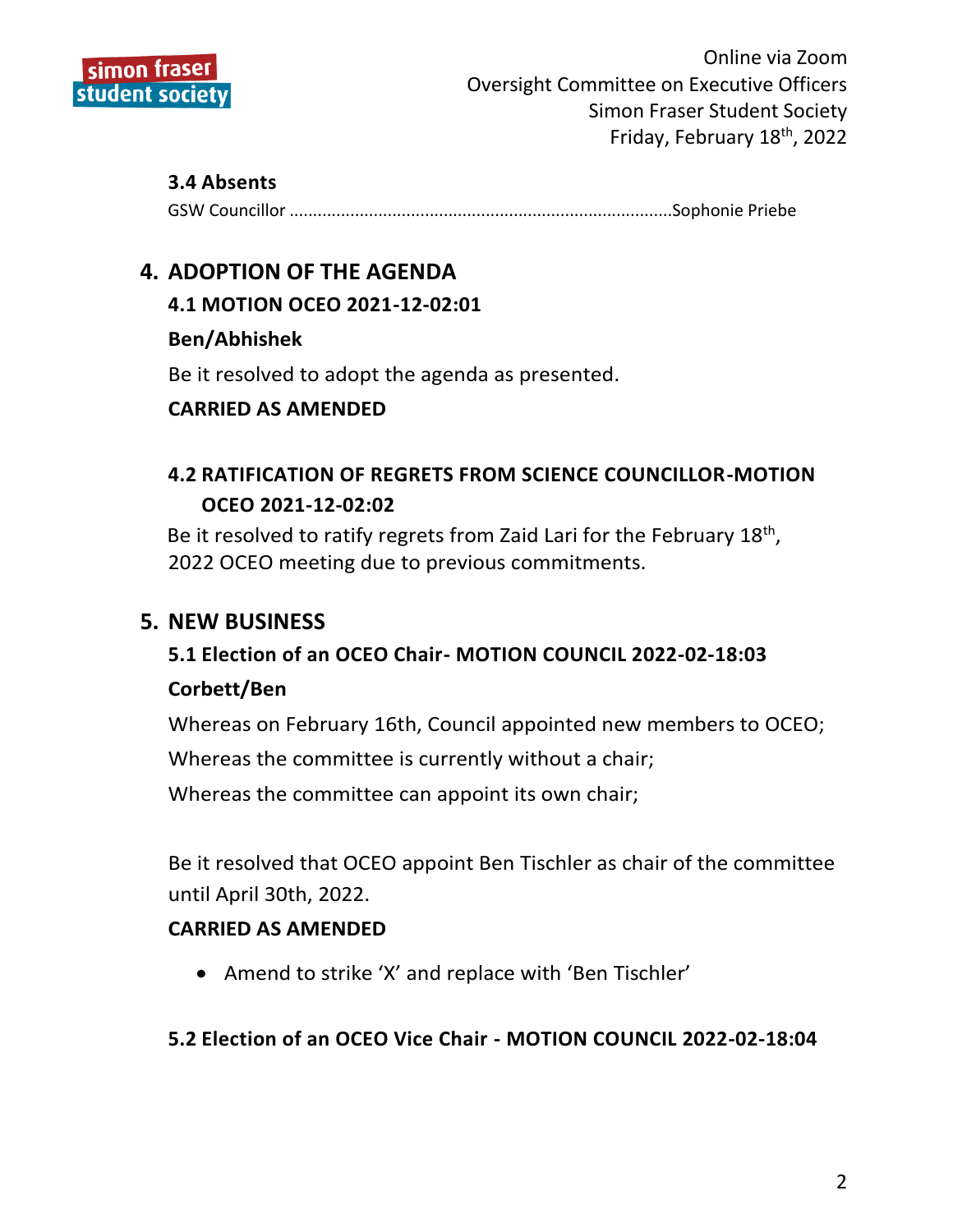### 3.4 Absents

GSW Councillor ................................................................................Sophonie Priebe

## 4. ADOPTION OF THE AGENDA

### 4.1 MOTION OCEO 2021-12-02:01

**Ben/Abhishek**

Be it resolved to adopt the agenda as presented.

**CARRIED AS AMENDED**

### 4.2 RATIFICATION OF REGRETS FROM SCIENCE COUNCILLOR-MOTION OCEO 2021-12-02:02

Be it resolved to ratify regrets from Zaid Lari for the February 18th, 2022 OCEO meeting due to previous commitments.

## 5. NEW BUSINESS

### 5.1 Election of an OCEO Chair- MOTION COUNCIL 2022-02-18:03

**Corbett/Ben**

Whereas on February 16th, Council appointed new members to OCEO;

Whereas the committee is currently without a chair;

Whereas the committee can appoint its own chair;

Be it resolved that OCEO appoint Ben Tischler as chair of the committee until April 30th, 2022.

**CARRIED AS AMENDED**

- Amend to strike 'X' and replace with 'Ben Tischler'

### 5.2 Election of an OCEO Vice Chair - MOTION COUNCIL 2022-02-18:04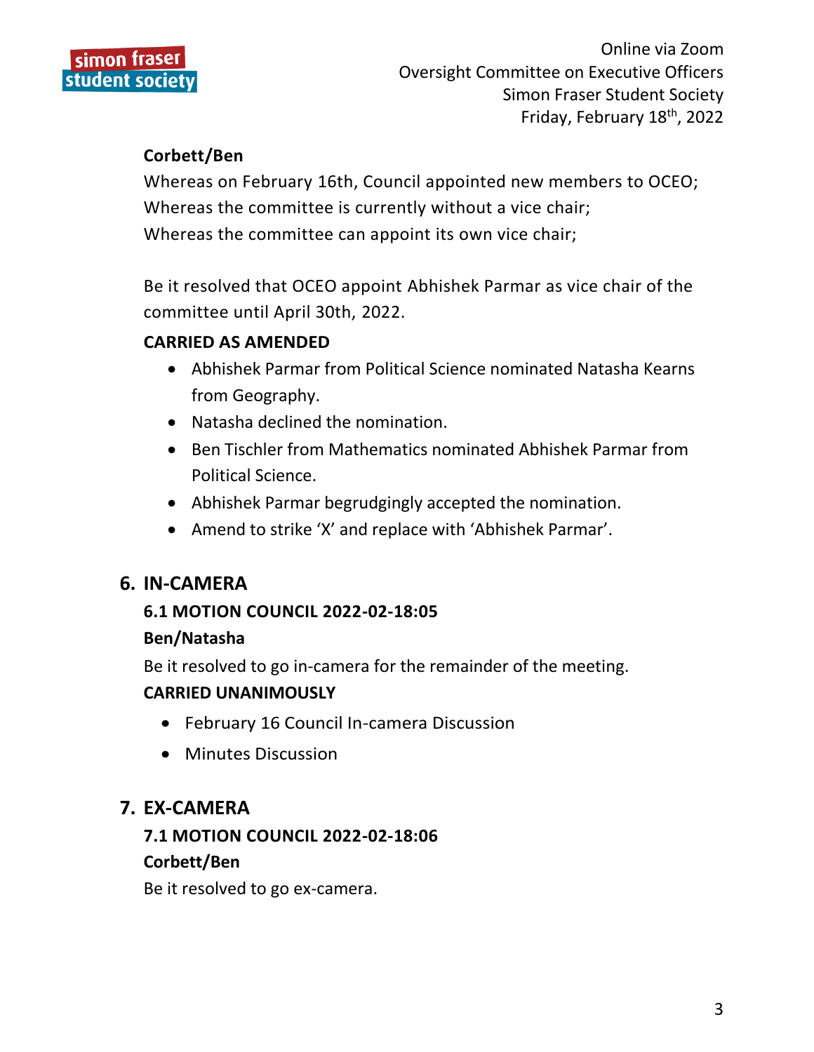**Corbett/Ben**

Whereas on February 16th, Council appointed new members to OCEO;
Whereas the committee is currently without a vice chair;
Whereas the committee can appoint its own vice chair;

Be it resolved that OCEO appoint Abhishek Parmar as vice chair of the committee until April 30th, 2022.

**CARRIED AS AMENDED**

- Abhishek Parmar from Political Science nominated Natasha Kearns from Geography.
- Natasha declined the nomination.
- Ben Tischler from Mathematics nominated Abhishek Parmar from Political Science.
- Abhishek Parmar begrudgingly accepted the nomination.
- Amend to strike 'X' and replace with 'Abhishek Parmar'.

## 6. IN-CAMERA

### 6.1 MOTION COUNCIL 2022-02-18:05

**Ben/Natasha**

Be it resolved to go in-camera for the remainder of the meeting.

**CARRIED UNANIMOUSLY**

- February 16 Council In-camera Discussion
- Minutes Discussion

## 7. EX-CAMERA

### 7.1 MOTION COUNCIL 2022-02-18:06

**Corbett/Ben**

Be it resolved to go ex-camera.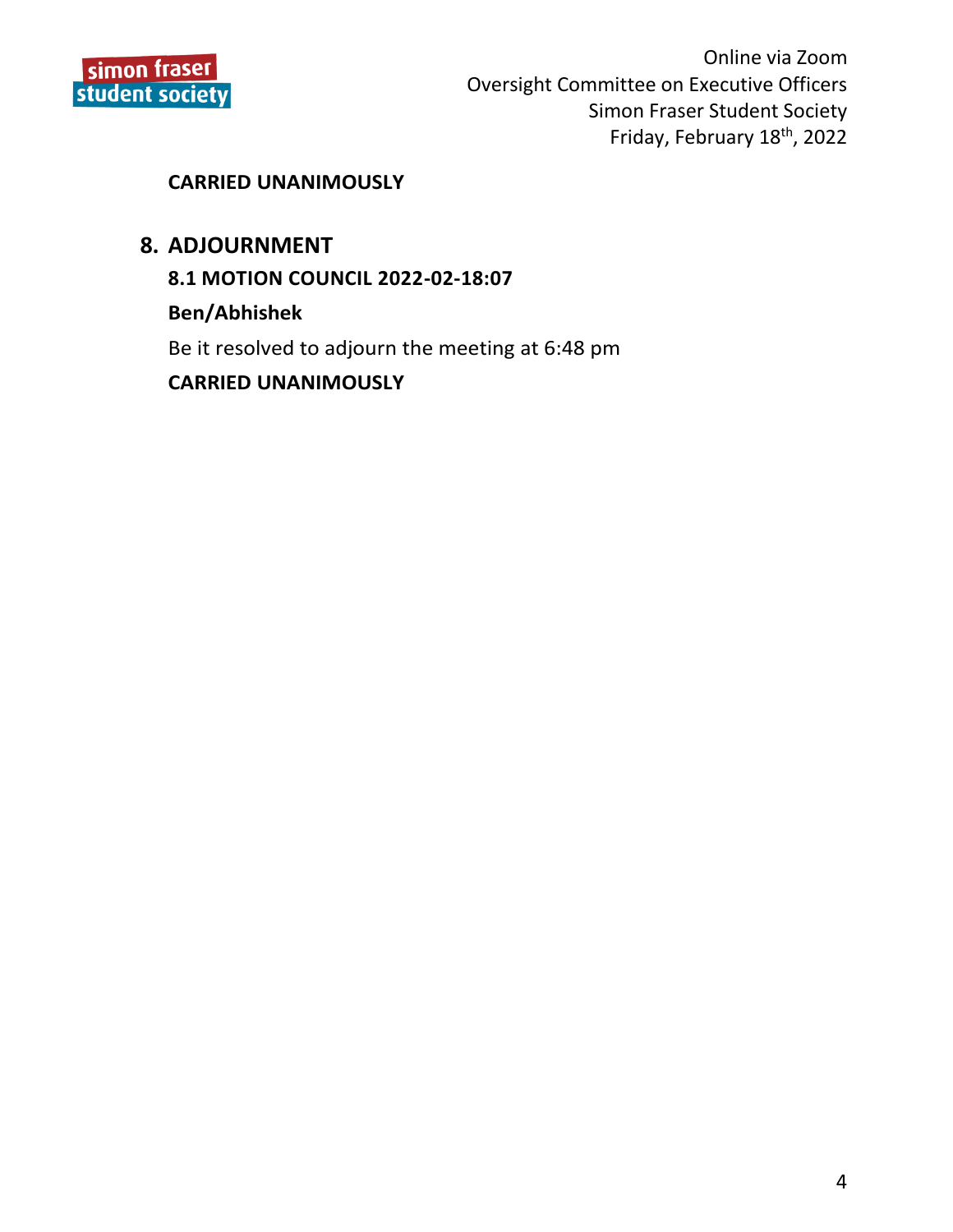**CARRIED UNANIMOUSLY**

## 8. ADJOURNMENT

**8.1 MOTION COUNCIL 2022-02-18:07**

**Ben/Abhishek**

Be it resolved to adjourn the meeting at 6:48 pm

**CARRIED UNANIMOUSLY**